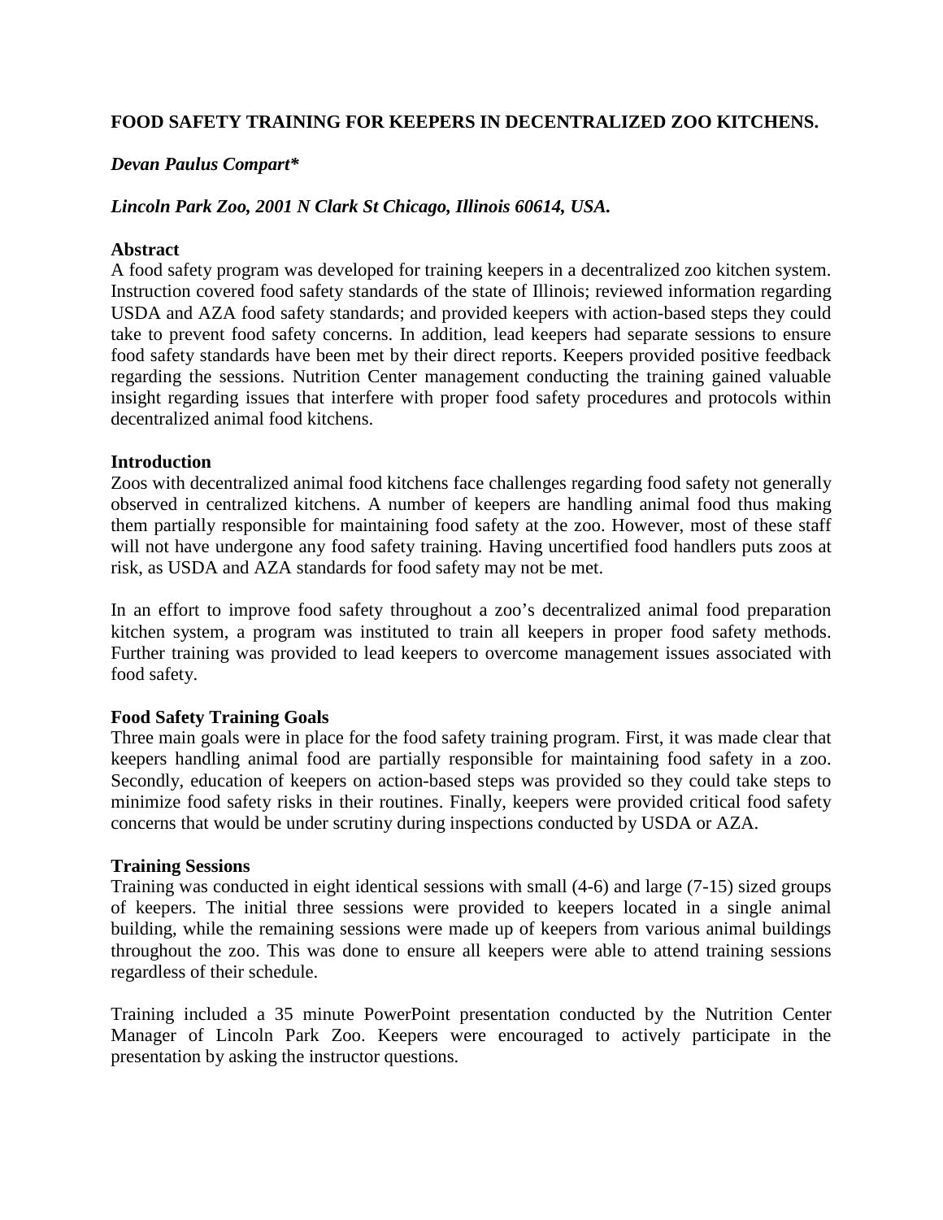# FOOD SAFETY TRAINING FOR KEEPERS IN DECENTRALIZED ZOO KITCHENS.

***Devan Paulus Compart****

***Lincoln Park Zoo, 2001 N Clark St Chicago, Illinois 60614, USA.***

## Abstract

A food safety program was developed for training keepers in a decentralized zoo kitchen system. Instruction covered food safety standards of the state of Illinois; reviewed information regarding USDA and AZA food safety standards; and provided keepers with action-based steps they could take to prevent food safety concerns. In addition, lead keepers had separate sessions to ensure food safety standards have been met by their direct reports. Keepers provided positive feedback regarding the sessions. Nutrition Center management conducting the training gained valuable insight regarding issues that interfere with proper food safety procedures and protocols within decentralized animal food kitchens.

## Introduction

Zoos with decentralized animal food kitchens face challenges regarding food safety not generally observed in centralized kitchens. A number of keepers are handling animal food thus making them partially responsible for maintaining food safety at the zoo. However, most of these staff will not have undergone any food safety training. Having uncertified food handlers puts zoos at risk, as USDA and AZA standards for food safety may not be met.

In an effort to improve food safety throughout a zoo's decentralized animal food preparation kitchen system, a program was instituted to train all keepers in proper food safety methods. Further training was provided to lead keepers to overcome management issues associated with food safety.

## Food Safety Training Goals

Three main goals were in place for the food safety training program. First, it was made clear that keepers handling animal food are partially responsible for maintaining food safety in a zoo. Secondly, education of keepers on action-based steps was provided so they could take steps to minimize food safety risks in their routines. Finally, keepers were provided critical food safety concerns that would be under scrutiny during inspections conducted by USDA or AZA.

## Training Sessions

Training was conducted in eight identical sessions with small (4-6) and large (7-15) sized groups of keepers. The initial three sessions were provided to keepers located in a single animal building, while the remaining sessions were made up of keepers from various animal buildings throughout the zoo. This was done to ensure all keepers were able to attend training sessions regardless of their schedule.

Training included a 35 minute PowerPoint presentation conducted by the Nutrition Center Manager of Lincoln Park Zoo. Keepers were encouraged to actively participate in the presentation by asking the instructor questions.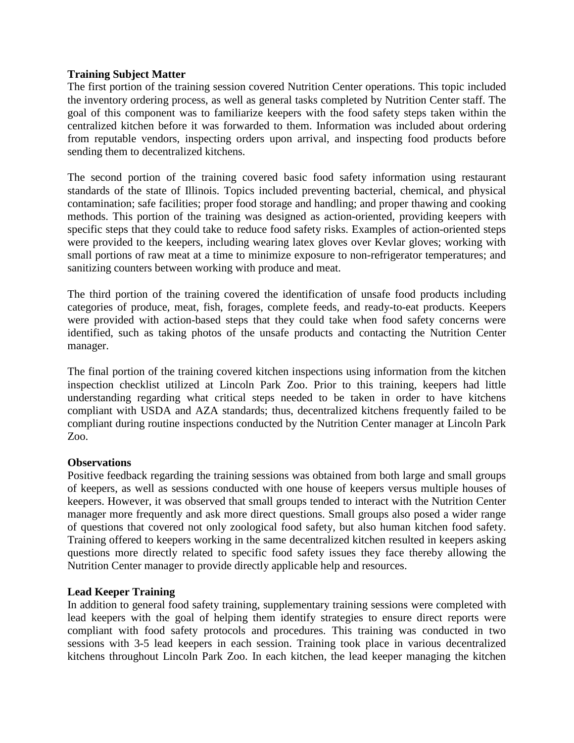**Training Subject Matter**

The first portion of the training session covered Nutrition Center operations. This topic included the inventory ordering process, as well as general tasks completed by Nutrition Center staff. The goal of this component was to familiarize keepers with the food safety steps taken within the centralized kitchen before it was forwarded to them. Information was included about ordering from reputable vendors, inspecting orders upon arrival, and inspecting food products before sending them to decentralized kitchens.

The second portion of the training covered basic food safety information using restaurant standards of the state of Illinois. Topics included preventing bacterial, chemical, and physical contamination; safe facilities; proper food storage and handling; and proper thawing and cooking methods. This portion of the training was designed as action-oriented, providing keepers with specific steps that they could take to reduce food safety risks. Examples of action-oriented steps were provided to the keepers, including wearing latex gloves over Kevlar gloves; working with small portions of raw meat at a time to minimize exposure to non-refrigerator temperatures; and sanitizing counters between working with produce and meat.

The third portion of the training covered the identification of unsafe food products including categories of produce, meat, fish, forages, complete feeds, and ready-to-eat products. Keepers were provided with action-based steps that they could take when food safety concerns were identified, such as taking photos of the unsafe products and contacting the Nutrition Center manager.

The final portion of the training covered kitchen inspections using information from the kitchen inspection checklist utilized at Lincoln Park Zoo. Prior to this training, keepers had little understanding regarding what critical steps needed to be taken in order to have kitchens compliant with USDA and AZA standards; thus, decentralized kitchens frequently failed to be compliant during routine inspections conducted by the Nutrition Center manager at Lincoln Park Zoo.

**Observations**

Positive feedback regarding the training sessions was obtained from both large and small groups of keepers, as well as sessions conducted with one house of keepers versus multiple houses of keepers. However, it was observed that small groups tended to interact with the Nutrition Center manager more frequently and ask more direct questions. Small groups also posed a wider range of questions that covered not only zoological food safety, but also human kitchen food safety. Training offered to keepers working in the same decentralized kitchen resulted in keepers asking questions more directly related to specific food safety issues they face thereby allowing the Nutrition Center manager to provide directly applicable help and resources.

**Lead Keeper Training**

In addition to general food safety training, supplementary training sessions were completed with lead keepers with the goal of helping them identify strategies to ensure direct reports were compliant with food safety protocols and procedures. This training was conducted in two sessions with 3-5 lead keepers in each session. Training took place in various decentralized kitchens throughout Lincoln Park Zoo. In each kitchen, the lead keeper managing the kitchen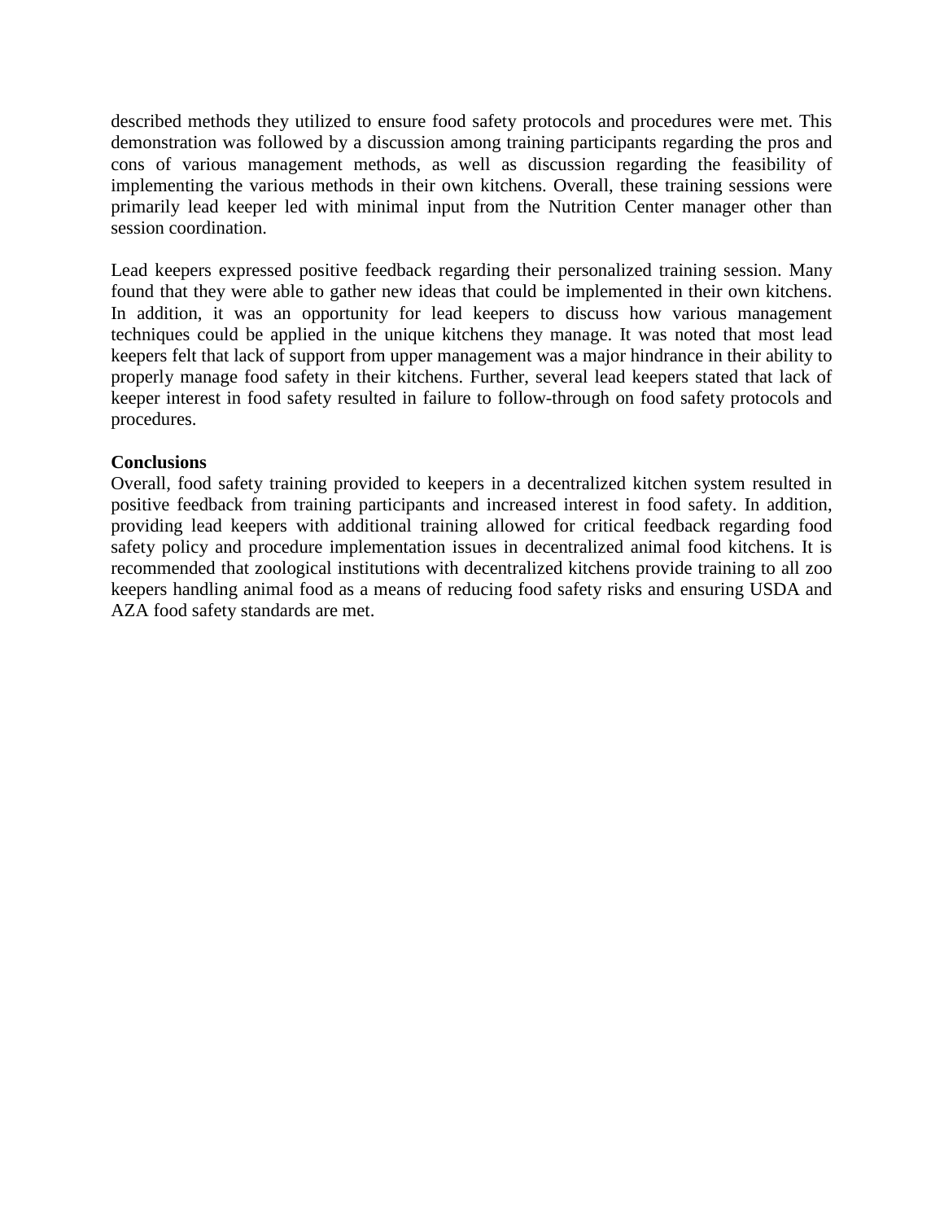described methods they utilized to ensure food safety protocols and procedures were met. This demonstration was followed by a discussion among training participants regarding the pros and cons of various management methods, as well as discussion regarding the feasibility of implementing the various methods in their own kitchens. Overall, these training sessions were primarily lead keeper led with minimal input from the Nutrition Center manager other than session coordination.

Lead keepers expressed positive feedback regarding their personalized training session. Many found that they were able to gather new ideas that could be implemented in their own kitchens. In addition, it was an opportunity for lead keepers to discuss how various management techniques could be applied in the unique kitchens they manage. It was noted that most lead keepers felt that lack of support from upper management was a major hindrance in their ability to properly manage food safety in their kitchens. Further, several lead keepers stated that lack of keeper interest in food safety resulted in failure to follow-through on food safety protocols and procedures.

**Conclusions**

Overall, food safety training provided to keepers in a decentralized kitchen system resulted in positive feedback from training participants and increased interest in food safety. In addition, providing lead keepers with additional training allowed for critical feedback regarding food safety policy and procedure implementation issues in decentralized animal food kitchens. It is recommended that zoological institutions with decentralized kitchens provide training to all zoo keepers handling animal food as a means of reducing food safety risks and ensuring USDA and AZA food safety standards are met.